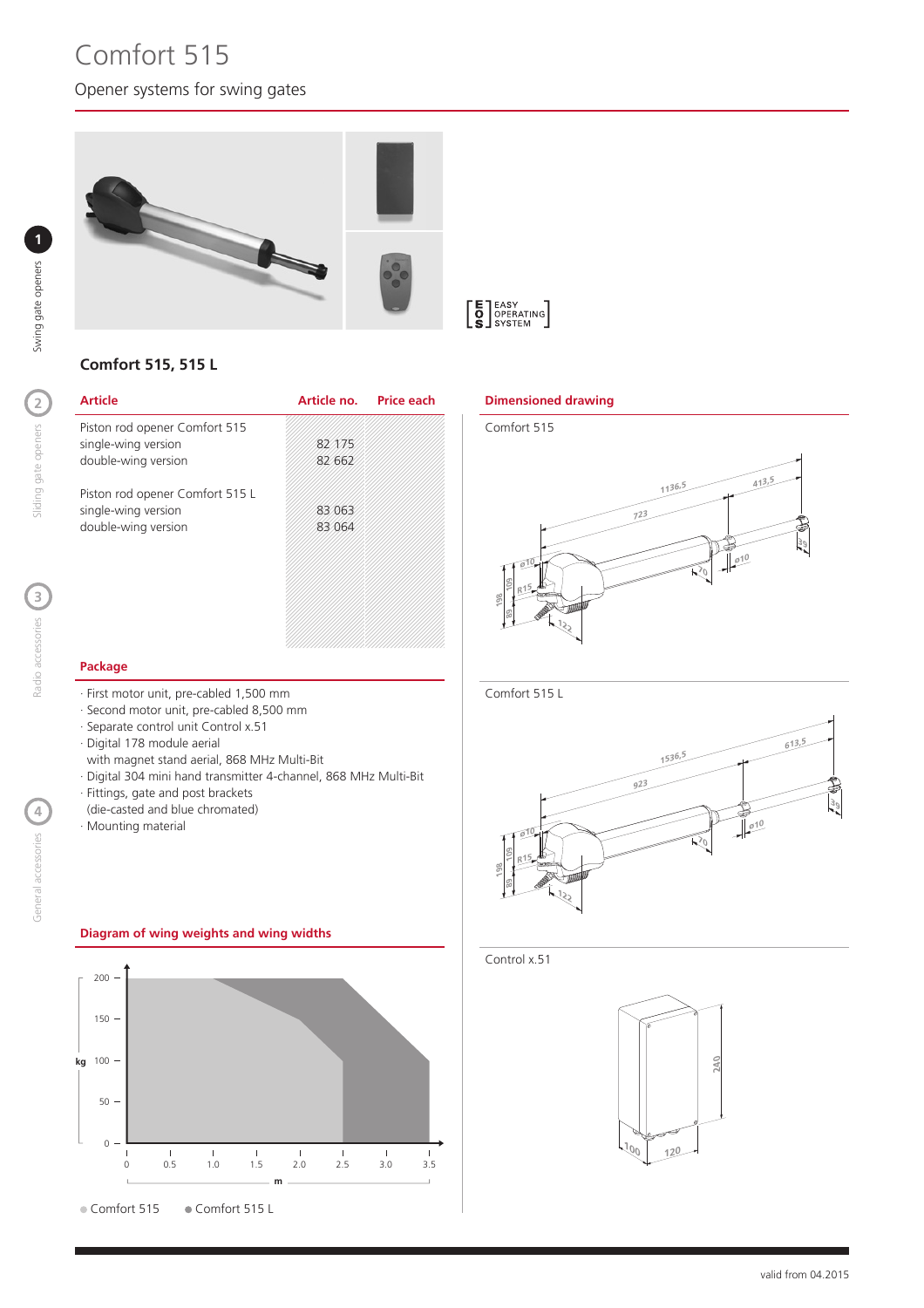# Comfort 515

Opener systems for swing gates

EASY OPERATING SYSTEM

## Comfort 515, 515 L

| Article | Article no. | Price each |
|---|---|---|
| Piston rod opener Comfort 515 | | |
| single-wing version | 82 175 | |
| double-wing version | 82 662 | |
| Piston rod opener Comfort 515 L | | |
| single-wing version | 83 063 | |
| double-wing version | 83 064 | |

### Package

- First motor unit, pre-cabled 1,500 mm
- Second motor unit, pre-cabled 8,500 mm
- Separate control unit Control x.51
- Digital 178 module aerial with magnet stand aerial, 868 MHz Multi-Bit
- Digital 304 mini hand transmitter 4-channel, 868 MHz Multi-Bit
- Fittings, gate and post brackets (die-casted and blue chromated)
- Mounting material

### Diagram of wing weights and wing widths

kg: 0, 50, 100, 150, 200

m: 0, 0.5, 1.0, 1.5, 2.0, 2.5, 3.0, 3.5

● Comfort 515 ● Comfort 515 L

### Dimensioned drawing

Comfort 515

1136,5 · 413,5 · 723 · ø10 · ø10 · R15 · 70 · 39 · 198 · 109 · 89 · 122

Comfort 515 L

1536,5 · 613,5 · 923 · ø10 · ø10 · R15 · 70 · 39 · 198 · 109 · 89 · 122

Control x.51

240 · 100 · 120

valid from 04.2015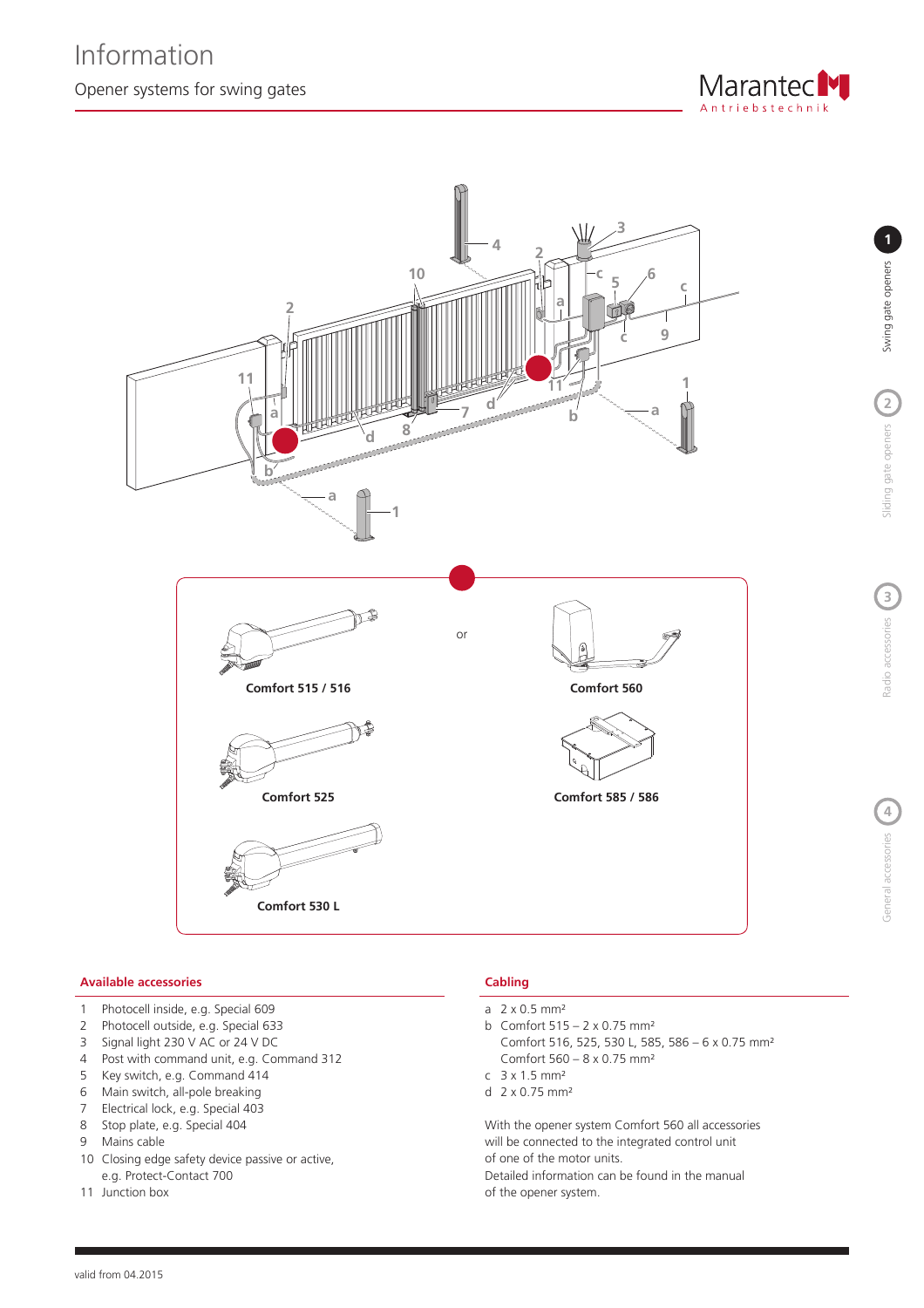# Information

## Opener systems for swing gates

Comfort 515 / 516

or

Comfort 560

Comfort 525

Comfort 585 / 586

Comfort 530 L

### Available accessories

1. Photocell inside, e.g. Special 609
2. Photocell outside, e.g. Special 633
3. Signal light 230 V AC or 24 V DC
4. Post with command unit, e.g. Command 312
5. Key switch, e.g. Command 414
6. Main switch, all-pole breaking
7. Electrical lock, e.g. Special 403
8. Stop plate, e.g. Special 404
9. Mains cable
10. Closing edge safety device passive or active, e.g. Protect-Contact 700
11. Junction box

### Cabling

- a 2 x 0.5 mm²
- b Comfort 515 – 2 x 0.75 mm²
  Comfort 516, 525, 530 L, 585, 586 – 6 x 0.75 mm²
  Comfort 560 – 8 x 0.75 mm²
- c 3 x 1.5 mm²
- d 2 x 0.75 mm²

With the opener system Comfort 560 all accessories will be connected to the integrated control unit of one of the motor units.
Detailed information can be found in the manual of the opener system.

valid from 04.2015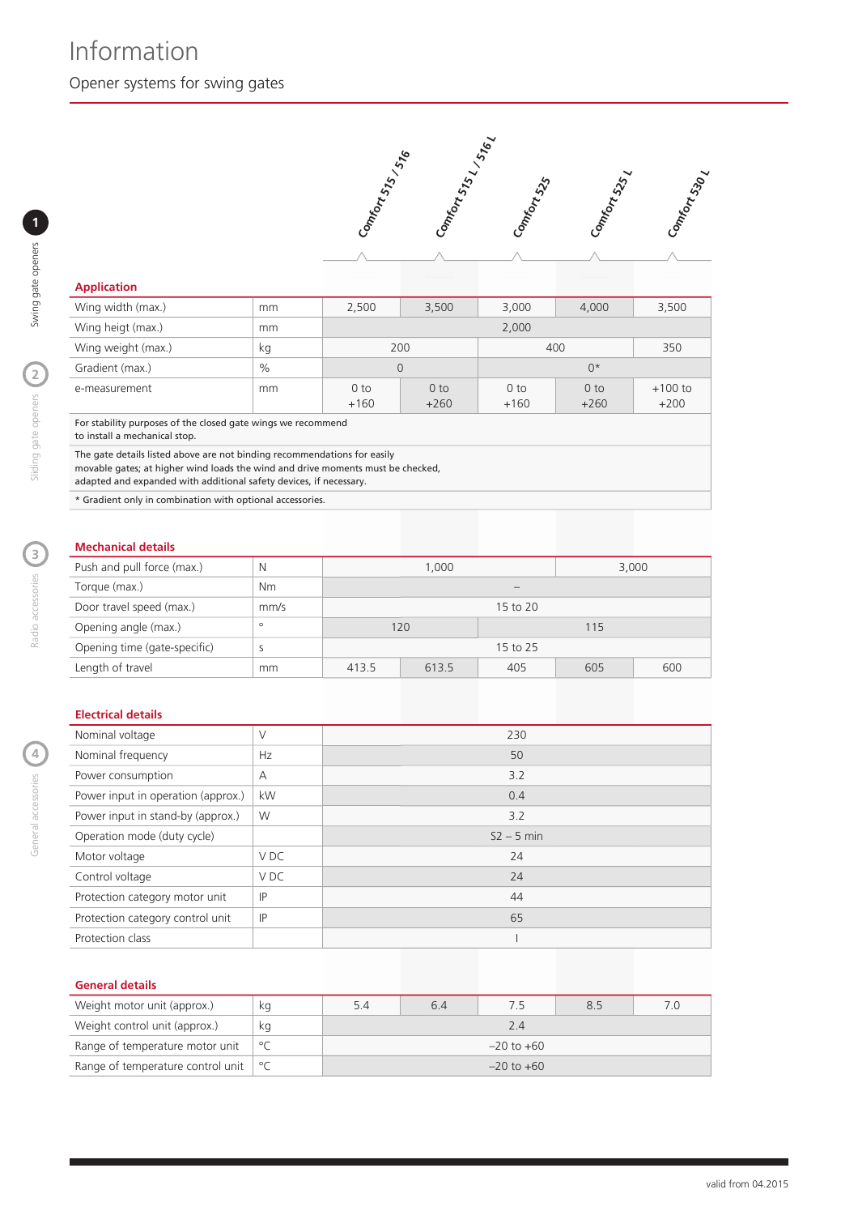# Information

## Opener systems for swing gates

| | | Comfort 515 / 516 | Comfort 515 L / 516 L | Comfort 525 | Comfort 525 L | Comfort 530 L |
|---|---|---|---|---|---|---|
| **Application** | | | | | | |
| Wing width (max.) | mm | 2,500 | 3,500 | 3,000 | 4,000 | 3,500 |
| Wing heigt (max.) | mm | 2,000 | | | | |
| Wing weight (max.) | kg | 200 | | 400 | | 350 |
| Gradient (max.) | % | 0 | | 0* | | |
| e-measurement | mm | 0 to +160 | 0 to +260 | 0 to +160 | 0 to +260 | +100 to +200 |
| For stability purposes of the closed gate wings we recommend to install a mechanical stop. | | | | | | |
| The gate details listed above are not binding recommendations for easily movable gates; at higher wind loads the wind and drive moments must be checked, adapted and expanded with additional safety devices, if necessary. | | | | | | |
| * Gradient only in combination with optional accessories. | | | | | | |
| **Mechanical details** | | | | | | |
| Push and pull force (max.) | N | 1,000 | | | 3,000 | |
| Torque (max.) | Nm | – | | | | |
| Door travel speed (max.) | mm/s | 15 to 20 | | | | |
| Opening angle (max.) | ° | 120 | | 115 | | |
| Opening time (gate-specific) | s | 15 to 25 | | | | |
| Length of travel | mm | 413.5 | 613.5 | 405 | 605 | 600 |
| **Electrical details** | | | | | | |
| Nominal voltage | V | 230 | | | | |
| Nominal frequency | Hz | 50 | | | | |
| Power consumption | A | 3.2 | | | | |
| Power input in operation (approx.) | kW | 0.4 | | | | |
| Power input in stand-by (approx.) | W | 3.2 | | | | |
| Operation mode (duty cycle) | | S2 – 5 min | | | | |
| Motor voltage | V DC | 24 | | | | |
| Control voltage | V DC | 24 | | | | |
| Protection category motor unit | IP | 44 | | | | |
| Protection category control unit | IP | 65 | | | | |
| Protection class | | I | | | | |
| **General details** | | | | | | |
| Weight motor unit (approx.) | kg | 5.4 | 6.4 | 7.5 | 8.5 | 7.0 |
| Weight control unit (approx.) | kg | 2.4 | | | | |
| Range of temperature motor unit | °C | –20 to +60 | | | | |
| Range of temperature control unit | °C | –20 to +60 | | | | |

valid from 04.2015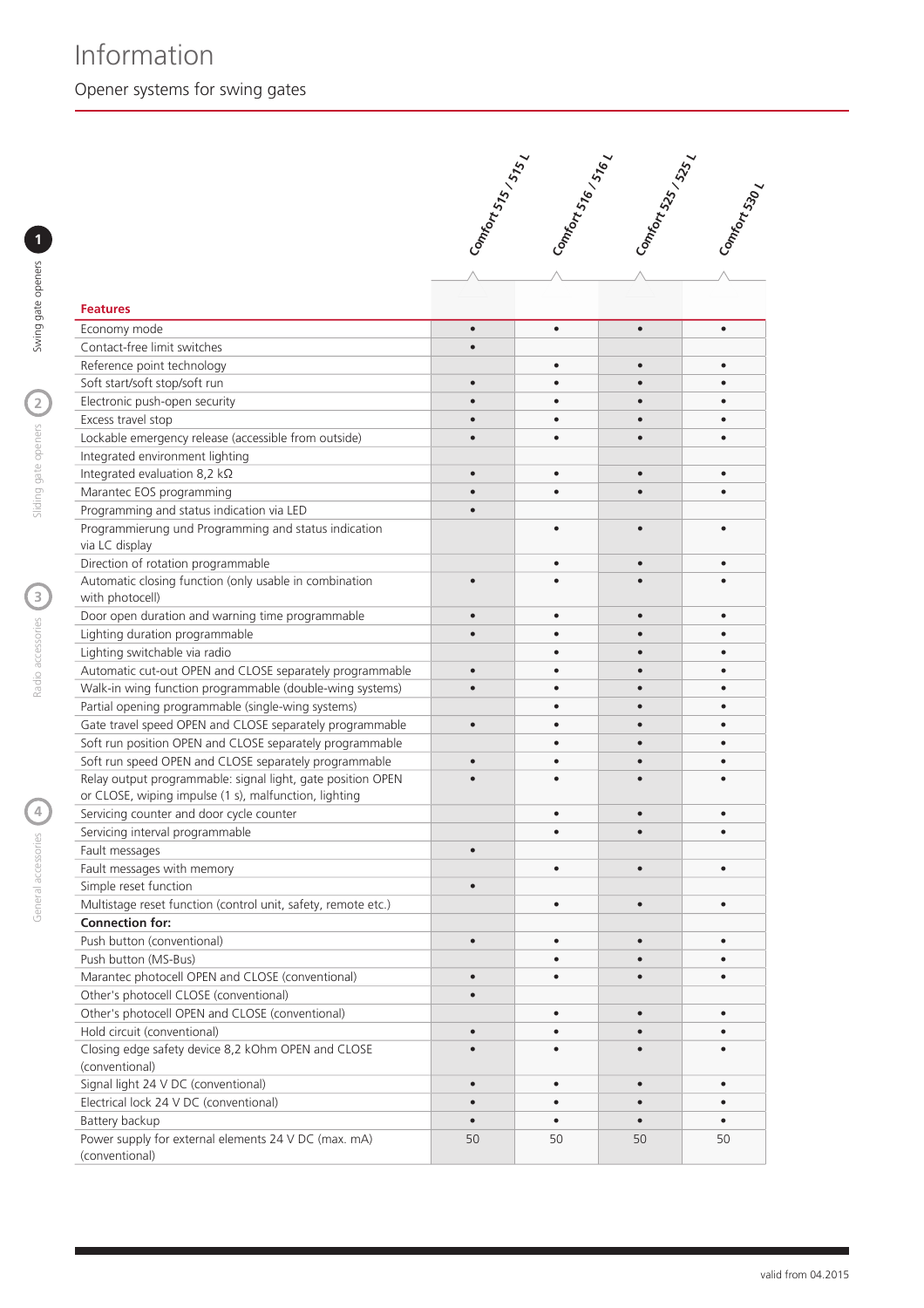# Information

## Opener systems for swing gates

| Features | Comfort 515 / 515 L | Comfort 516 / 516 L | Comfort 525 / 525 L | Comfort 530 L |
|---|---|---|---|---|
| Economy mode | • | • | • | • |
| Contact-free limit switches | • | | | |
| Reference point technology | | • | • | • |
| Soft start/soft stop/soft run | • | • | • | • |
| Electronic push-open security | • | • | • | • |
| Excess travel stop | • | • | • | • |
| Lockable emergency release (accessible from outside) | • | • | • | • |
| Integrated environment lighting | | | | |
| Integrated evaluation 8,2 kΩ | • | • | • | • |
| Marantec EOS programming | • | • | • | • |
| Programming and status indication via LED | • | | | |
| Programmierung und Programming and status indication via LC display | | • | • | • |
| Direction of rotation programmable | | • | • | • |
| Automatic closing function (only usable in combination with photocell) | • | • | • | • |
| Door open duration and warning time programmable | • | • | • | • |
| Lighting duration programmable | • | • | • | • |
| Lighting switchable via radio | | • | • | • |
| Automatic cut-out OPEN and CLOSE separately programmable | • | • | • | • |
| Walk-in wing function programmable (double-wing systems) | • | • | • | • |
| Partial opening programmable (single-wing systems) | | • | • | • |
| Gate travel speed OPEN and CLOSE separately programmable | • | • | • | • |
| Soft run position OPEN and CLOSE separately programmable | | • | • | • |
| Soft run speed OPEN and CLOSE separately programmable | • | • | • | • |
| Relay output programmable: signal light, gate position OPEN or CLOSE, wiping impulse (1 s), malfunction, lighting | • | • | • | • |
| Servicing counter and door cycle counter | | • | • | • |
| Servicing interval programmable | | • | • | • |
| Fault messages | • | | | |
| Fault messages with memory | | • | • | • |
| Simple reset function | • | | | |
| Multistage reset function (control unit, safety, remote etc.) | | • | • | • |
| **Connection for:** | | | | |
| Push button (conventional) | • | • | • | • |
| Push button (MS-Bus) | | • | • | • |
| Marantec photocell OPEN and CLOSE (conventional) | • | • | • | • |
| Other's photocell CLOSE (conventional) | • | | | |
| Other's photocell OPEN and CLOSE (conventional) | | • | • | • |
| Hold circuit (conventional) | • | • | • | • |
| Closing edge safety device 8,2 kOhm OPEN and CLOSE (conventional) | • | • | • | • |
| Signal light 24 V DC (conventional) | • | • | • | • |
| Electrical lock 24 V DC (conventional) | • | • | • | • |
| Battery backup | • | • | • | • |
| Power supply for external elements 24 V DC (max. mA) (conventional) | 50 | 50 | 50 | 50 |

valid from 04.2015